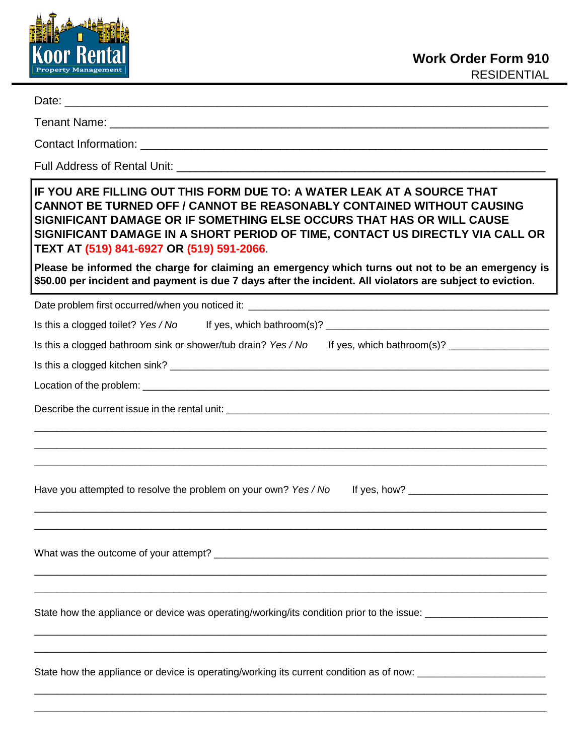Koor Rental
Property Management

# Work Order Form 910

RESIDENTIAL

Date: ______________________________________________________________________

Tenant Name: _______________________________________________________________

Contact Information: __________________________________________________________

Full Address of Rental Unit: ____________________________________________________

**IF YOU ARE FILLING OUT THIS FORM DUE TO: A WATER LEAK AT A SOURCE THAT CANNOT BE TURNED OFF / CANNOT BE REASONABLY CONTAINED WITHOUT CAUSING SIGNIFICANT DAMAGE OR IF SOMETHING ELSE OCCURS THAT HAS OR WILL CAUSE SIGNIFICANT DAMAGE IN A SHORT PERIOD OF TIME, CONTACT US DIRECTLY VIA CALL OR TEXT AT (519) 841-6927 OR (519) 591-2066.**

**Please be informed the charge for claiming an emergency which turns out not to be an emergency is $50.00 per incident and payment is due 7 days after the incident. All violators are subject to eviction.**

Date problem first occurred/when you noticed it: ______________________________________________

Is this a clogged toilet? *Yes / No* If yes, which bathroom(s)? ______________________________________

Is this a clogged bathroom sink or shower/tub drain? *Yes / No* If yes, which bathroom(s)? _______________

Is this a clogged kitchen sink? ___________________________________________________________

Location of the problem: _________________________________________________________________

Describe the current issue in the rental unit: _________________________________________________

______________________________________________________________________________

______________________________________________________________________________

______________________________________________________________________________

Have you attempted to resolve the problem on your own? *Yes / No* If yes, how? ______________________

______________________________________________________________________________

______________________________________________________________________________

What was the outcome of your attempt? ____________________________________________________

______________________________________________________________________________

______________________________________________________________________________

State how the appliance or device was operating/working/its condition prior to the issue: _______________

______________________________________________________________________________

______________________________________________________________________________

State how the appliance or device is operating/working its current condition as of now: ________________

______________________________________________________________________________

______________________________________________________________________________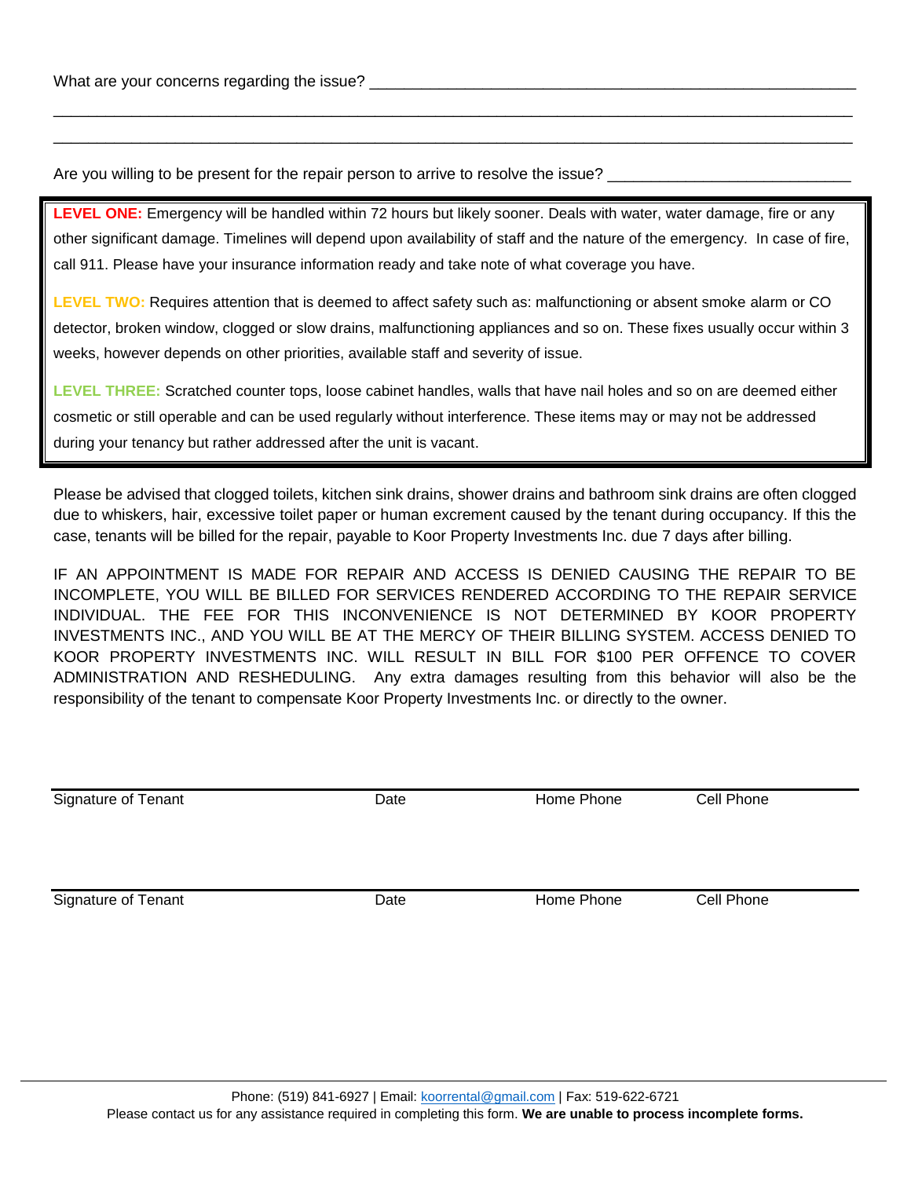What are your concerns regarding the issue? ___________________________________________________________

_____________________________________________________________________________________________

_____________________________________________________________________________________________

Are you willing to be present for the repair person to arrive to resolve the issue? ____________________________

**LEVEL ONE:** Emergency will be handled within 72 hours but likely sooner. Deals with water, water damage, fire or any other significant damage. Timelines will depend upon availability of staff and the nature of the emergency. In case of fire, call 911. Please have your insurance information ready and take note of what coverage you have.

**LEVEL TWO:** Requires attention that is deemed to affect safety such as: malfunctioning or absent smoke alarm or CO detector, broken window, clogged or slow drains, malfunctioning appliances and so on. These fixes usually occur within 3 weeks, however depends on other priorities, available staff and severity of issue.

**LEVEL THREE:** Scratched counter tops, loose cabinet handles, walls that have nail holes and so on are deemed either cosmetic or still operable and can be used regularly without interference. These items may or may not be addressed during your tenancy but rather addressed after the unit is vacant.

Please be advised that clogged toilets, kitchen sink drains, shower drains and bathroom sink drains are often clogged due to whiskers, hair, excessive toilet paper or human excrement caused by the tenant during occupancy. If this the case, tenants will be billed for the repair, payable to Koor Property Investments Inc. due 7 days after billing.

IF AN APPOINTMENT IS MADE FOR REPAIR AND ACCESS IS DENIED CAUSING THE REPAIR TO BE INCOMPLETE, YOU WILL BE BILLED FOR SERVICES RENDERED ACCORDING TO THE REPAIR SERVICE INDIVIDUAL. THE FEE FOR THIS INCONVENIENCE IS NOT DETERMINED BY KOOR PROPERTY INVESTMENTS INC., AND YOU WILL BE AT THE MERCY OF THEIR BILLING SYSTEM. ACCESS DENIED TO KOOR PROPERTY INVESTMENTS INC. WILL RESULT IN BILL FOR $100 PER OFFENCE TO COVER ADMINISTRATION AND RESCHEDULING. Any extra damages resulting from this behavior will also be the responsibility of the tenant to compensate Koor Property Investments Inc. or directly to the owner.

| Signature of Tenant | Date | Home Phone | Cell Phone |
|---|---|---|---|
| | | | |

| Signature of Tenant | Date | Home Phone | Cell Phone |
|---|---|---|---|
| | | | |

Phone: (519) 841-6927 | Email: koorrental@gmail.com | Fax: 519-622-6721

Please contact us for any assistance required in completing this form. **We are unable to process incomplete forms.**